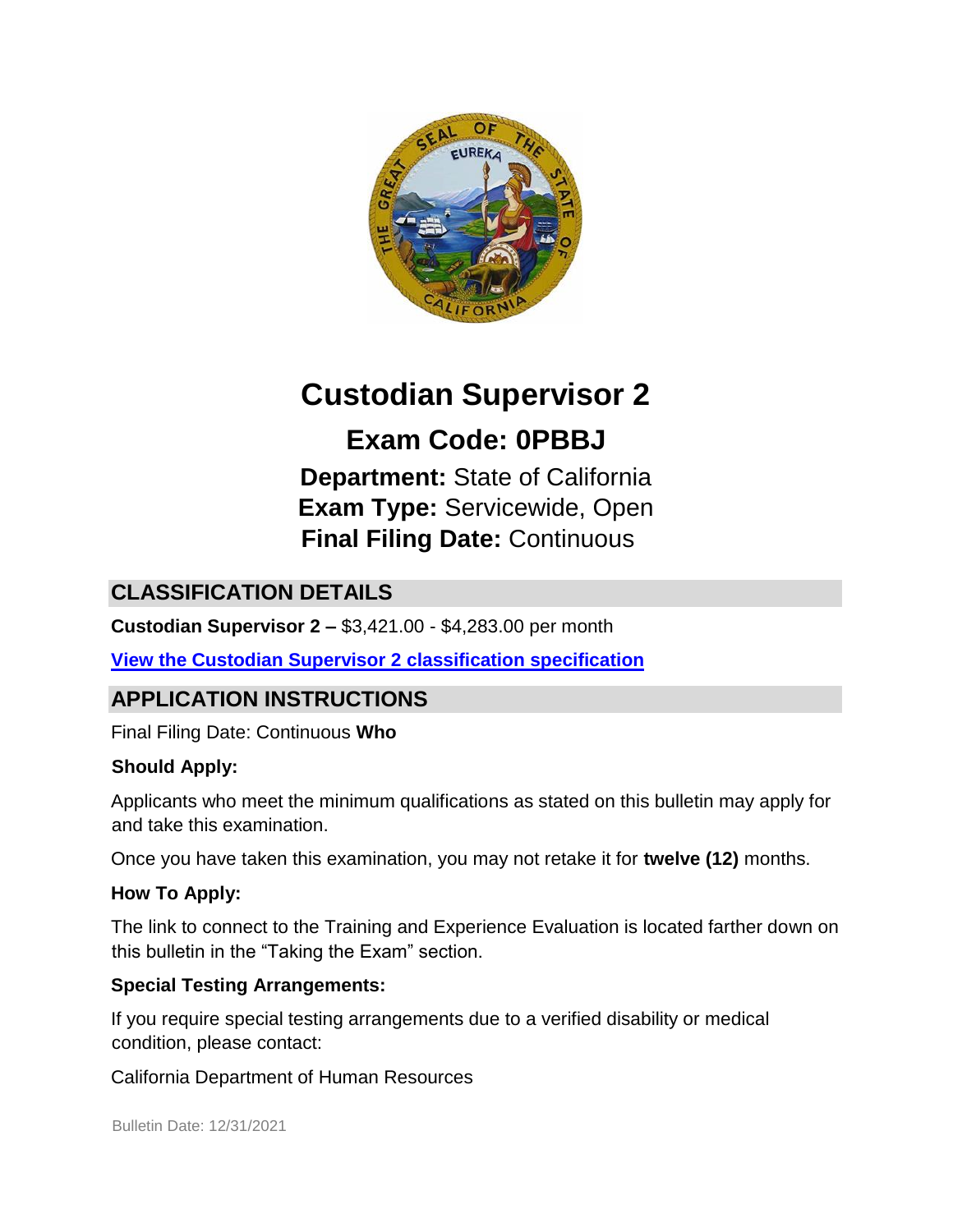# Custodian Supervisor 2

## Exam Code: 0PBBJ

**Department:** State of California
**Exam Type:** Servicewide, Open
**Final Filing Date:** Continuous

## CLASSIFICATION DETAILS

**Custodian Supervisor 2 –** $3,421.00 - $4,283.00 per month

**View the Custodian Supervisor 2 classification specification**

## APPLICATION INSTRUCTIONS

Final Filing Date: Continuous

**Who Should Apply:**

Applicants who meet the minimum qualifications as stated on this bulletin may apply for and take this examination.

Once you have taken this examination, you may not retake it for **twelve (12)** months.

**How To Apply:**

The link to connect to the Training and Experience Evaluation is located farther down on this bulletin in the "Taking the Exam" section.

**Special Testing Arrangements:**

If you require special testing arrangements due to a verified disability or medical condition, please contact:

California Department of Human Resources

Bulletin Date: 12/31/2021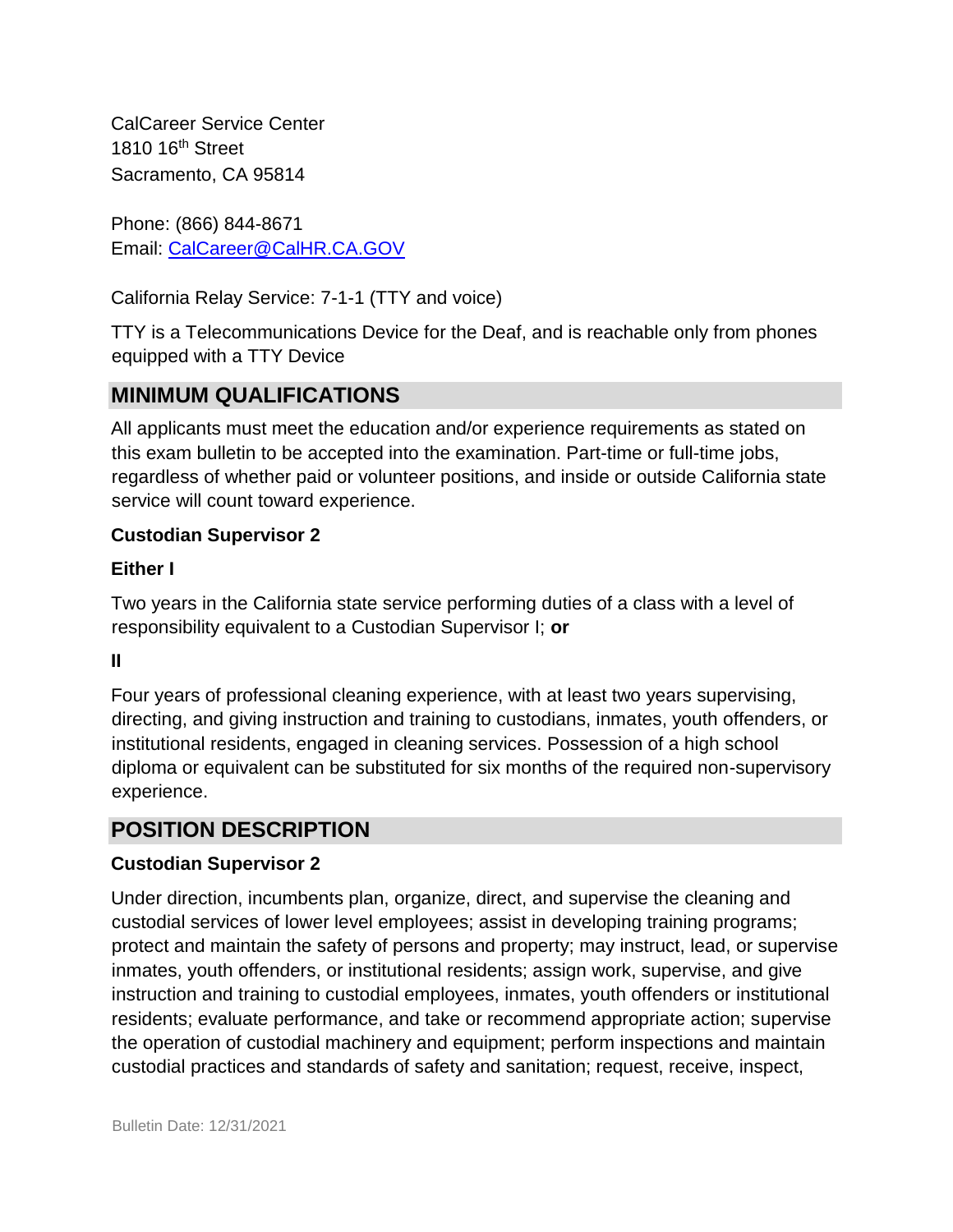CalCareer Service Center
1810 16th Street
Sacramento, CA 95814

Phone: (866) 844-8671
Email: [CalCareer@CalHR.CA.GOV](mailto:CalCareer@CalHR.CA.GOV)

California Relay Service: 7-1-1 (TTY and voice)

TTY is a Telecommunications Device for the Deaf, and is reachable only from phones equipped with a TTY Device

## MINIMUM QUALIFICATIONS

All applicants must meet the education and/or experience requirements as stated on this exam bulletin to be accepted into the examination. Part-time or full-time jobs, regardless of whether paid or volunteer positions, and inside or outside California state service will count toward experience.

**Custodian Supervisor 2**

**Either I**

Two years in the California state service performing duties of a class with a level of responsibility equivalent to a Custodian Supervisor I; **or**

**II**

Four years of professional cleaning experience, with at least two years supervising, directing, and giving instruction and training to custodians, inmates, youth offenders, or institutional residents, engaged in cleaning services. Possession of a high school diploma or equivalent can be substituted for six months of the required non-supervisory experience.

## POSITION DESCRIPTION

**Custodian Supervisor 2**

Under direction, incumbents plan, organize, direct, and supervise the cleaning and custodial services of lower level employees; assist in developing training programs; protect and maintain the safety of persons and property; may instruct, lead, or supervise inmates, youth offenders, or institutional residents; assign work, supervise, and give instruction and training to custodial employees, inmates, youth offenders or institutional residents; evaluate performance, and take or recommend appropriate action; supervise the operation of custodial machinery and equipment; perform inspections and maintain custodial practices and standards of safety and sanitation; request, receive, inspect,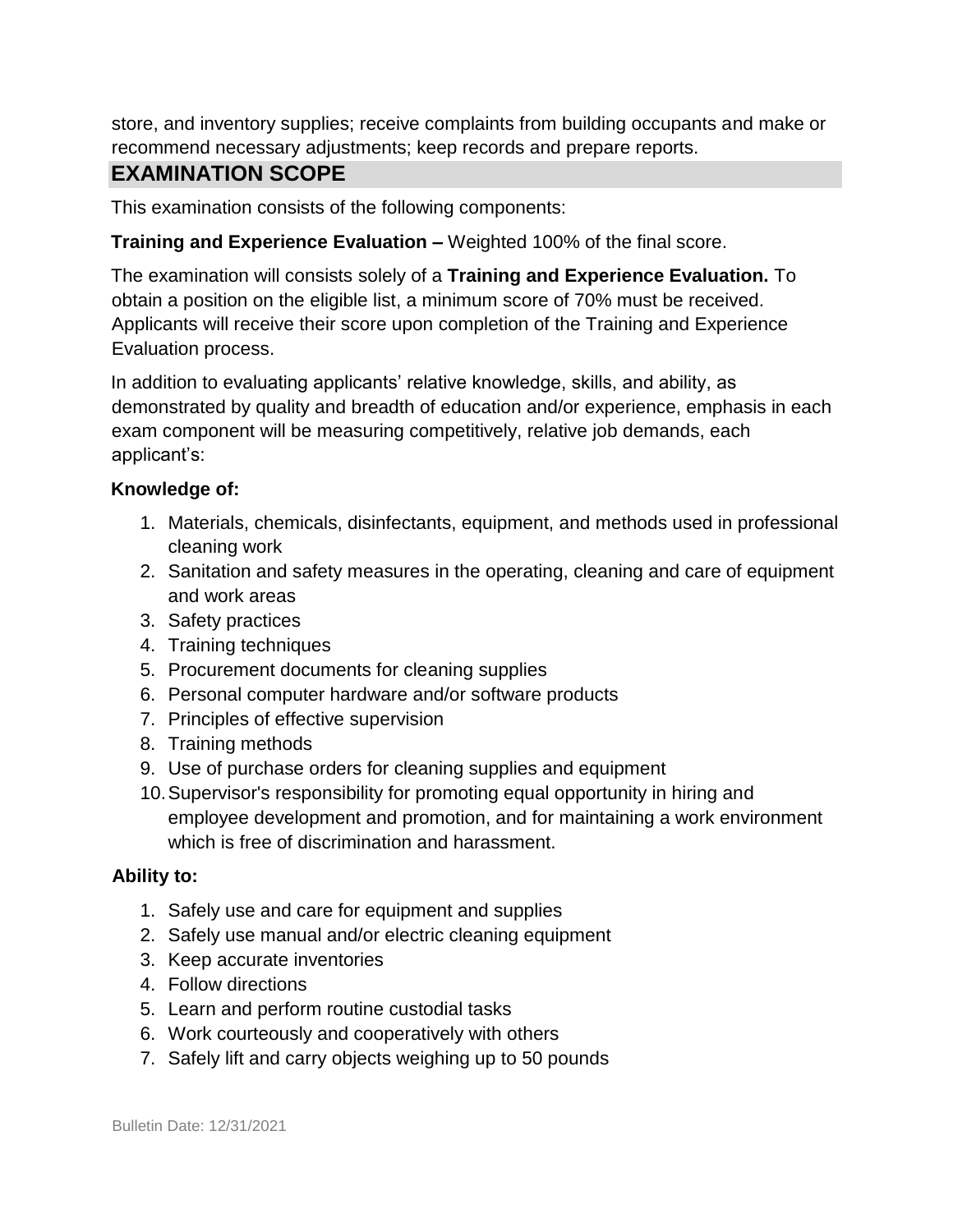store, and inventory supplies; receive complaints from building occupants and make or recommend necessary adjustments; keep records and prepare reports.

## EXAMINATION SCOPE

This examination consists of the following components:

**Training and Experience Evaluation –** Weighted 100% of the final score.

The examination will consists solely of a **Training and Experience Evaluation.** To obtain a position on the eligible list, a minimum score of 70% must be received. Applicants will receive their score upon completion of the Training and Experience Evaluation process.

In addition to evaluating applicants' relative knowledge, skills, and ability, as demonstrated by quality and breadth of education and/or experience, emphasis in each exam component will be measuring competitively, relative job demands, each applicant's:

**Knowledge of:**

1. Materials, chemicals, disinfectants, equipment, and methods used in professional cleaning work
2. Sanitation and safety measures in the operating, cleaning and care of equipment and work areas
3. Safety practices
4. Training techniques
5. Procurement documents for cleaning supplies
6. Personal computer hardware and/or software products
7. Principles of effective supervision
8. Training methods
9. Use of purchase orders for cleaning supplies and equipment
10. Supervisor's responsibility for promoting equal opportunity in hiring and employee development and promotion, and for maintaining a work environment which is free of discrimination and harassment.

**Ability to:**

1. Safely use and care for equipment and supplies
2. Safely use manual and/or electric cleaning equipment
3. Keep accurate inventories
4. Follow directions
5. Learn and perform routine custodial tasks
6. Work courteously and cooperatively with others
7. Safely lift and carry objects weighing up to 50 pounds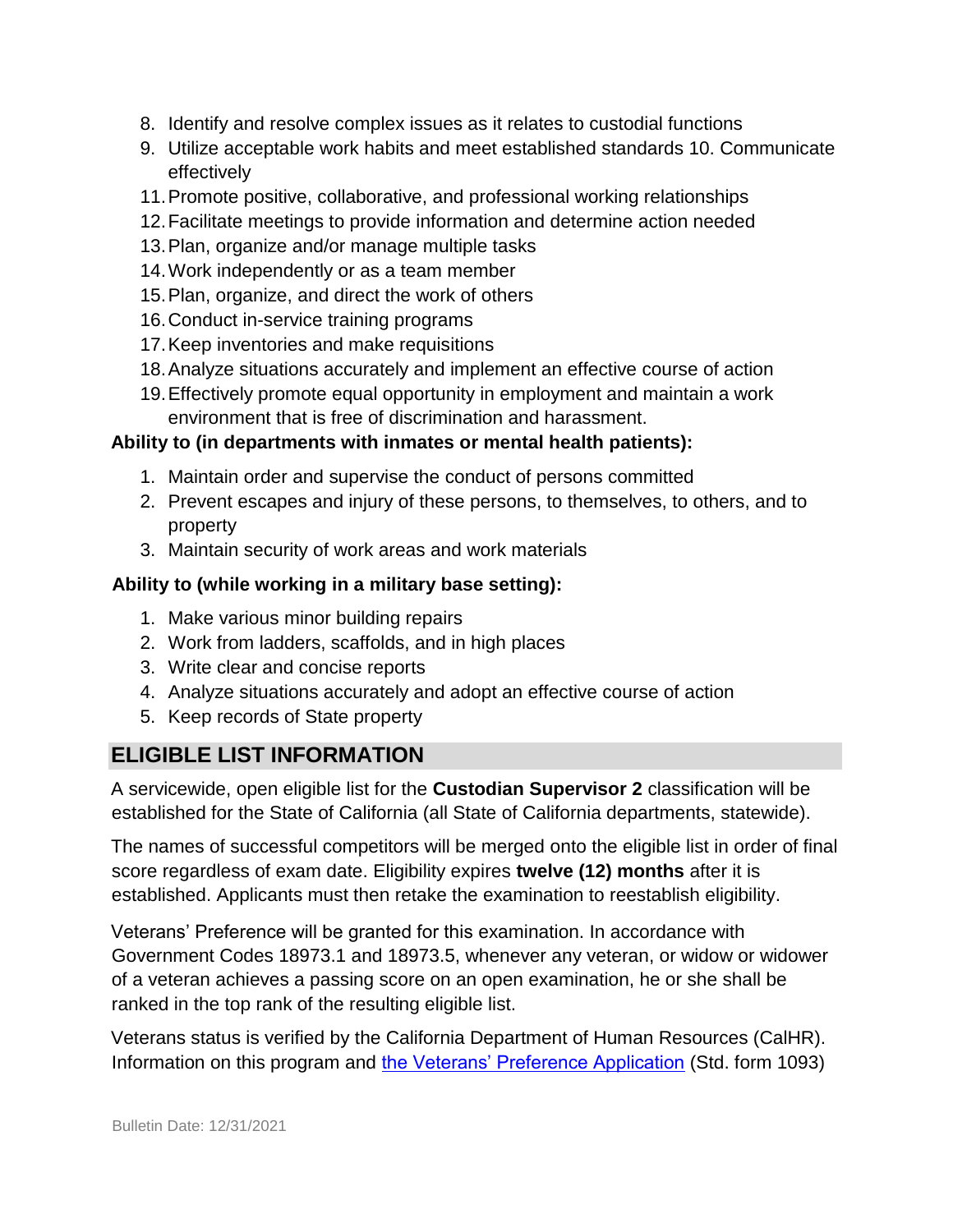8. Identify and resolve complex issues as it relates to custodial functions
9. Utilize acceptable work habits and meet established standards 10. Communicate effectively
11. Promote positive, collaborative, and professional working relationships
12. Facilitate meetings to provide information and determine action needed
13. Plan, organize and/or manage multiple tasks
14. Work independently or as a team member
15. Plan, organize, and direct the work of others
16. Conduct in-service training programs
17. Keep inventories and make requisitions
18. Analyze situations accurately and implement an effective course of action
19. Effectively promote equal opportunity in employment and maintain a work environment that is free of discrimination and harassment.

**Ability to (in departments with inmates or mental health patients):**

1. Maintain order and supervise the conduct of persons committed
2. Prevent escapes and injury of these persons, to themselves, to others, and to property
3. Maintain security of work areas and work materials

**Ability to (while working in a military base setting):**

1. Make various minor building repairs
2. Work from ladders, scaffolds, and in high places
3. Write clear and concise reports
4. Analyze situations accurately and adopt an effective course of action
5. Keep records of State property

## ELIGIBLE LIST INFORMATION

A servicewide, open eligible list for the **Custodian Supervisor 2** classification will be established for the State of California (all State of California departments, statewide).

The names of successful competitors will be merged onto the eligible list in order of final score regardless of exam date. Eligibility expires **twelve (12) months** after it is established. Applicants must then retake the examination to reestablish eligibility.

Veterans' Preference will be granted for this examination. In accordance with Government Codes 18973.1 and 18973.5, whenever any veteran, or widow or widower of a veteran achieves a passing score on an open examination, he or she shall be ranked in the top rank of the resulting eligible list.

Veterans status is verified by the California Department of Human Resources (CalHR). Information on this program and the Veterans' Preference Application (Std. form 1093)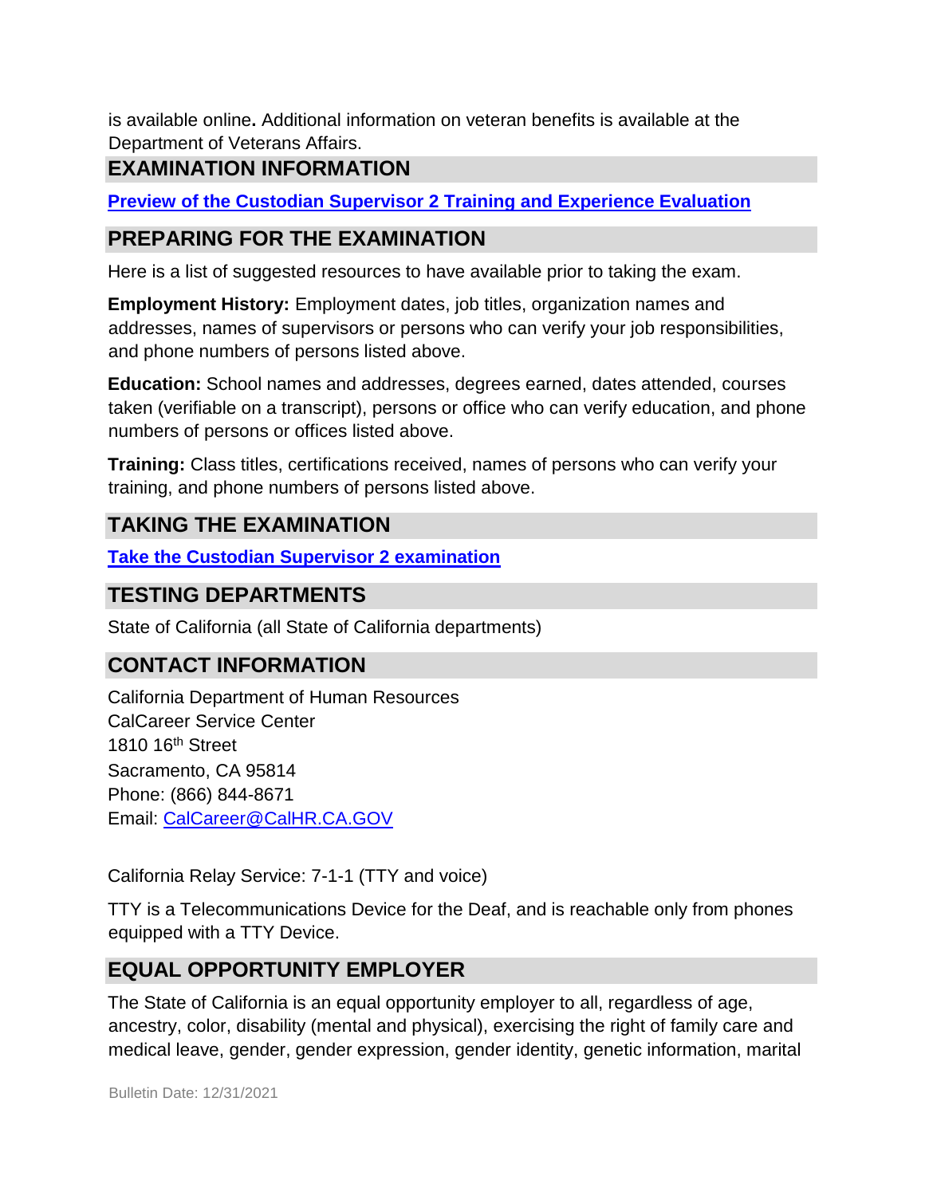is available online**.** Additional information on veteran benefits is available at the Department of Veterans Affairs.

## EXAMINATION INFORMATION

[**Preview of the Custodian Supervisor 2 Training and Experience Evaluation**]()

## PREPARING FOR THE EXAMINATION

Here is a list of suggested resources to have available prior to taking the exam.

**Employment History:** Employment dates, job titles, organization names and addresses, names of supervisors or persons who can verify your job responsibilities, and phone numbers of persons listed above.

**Education:** School names and addresses, degrees earned, dates attended, courses taken (verifiable on a transcript), persons or office who can verify education, and phone numbers of persons or offices listed above.

**Training:** Class titles, certifications received, names of persons who can verify your training, and phone numbers of persons listed above.

## TAKING THE EXAMINATION

[**Take the Custodian Supervisor 2 examination**]()

## TESTING DEPARTMENTS

State of California (all State of California departments)

## CONTACT INFORMATION

California Department of Human Resources
CalCareer Service Center
1810 16th Street
Sacramento, CA 95814
Phone: (866) 844-8671
Email: CalCareer@CalHR.CA.GOV

California Relay Service: 7-1-1 (TTY and voice)

TTY is a Telecommunications Device for the Deaf, and is reachable only from phones equipped with a TTY Device.

## EQUAL OPPORTUNITY EMPLOYER

The State of California is an equal opportunity employer to all, regardless of age, ancestry, color, disability (mental and physical), exercising the right of family care and medical leave, gender, gender expression, gender identity, genetic information, marital

Bulletin Date: 12/31/2021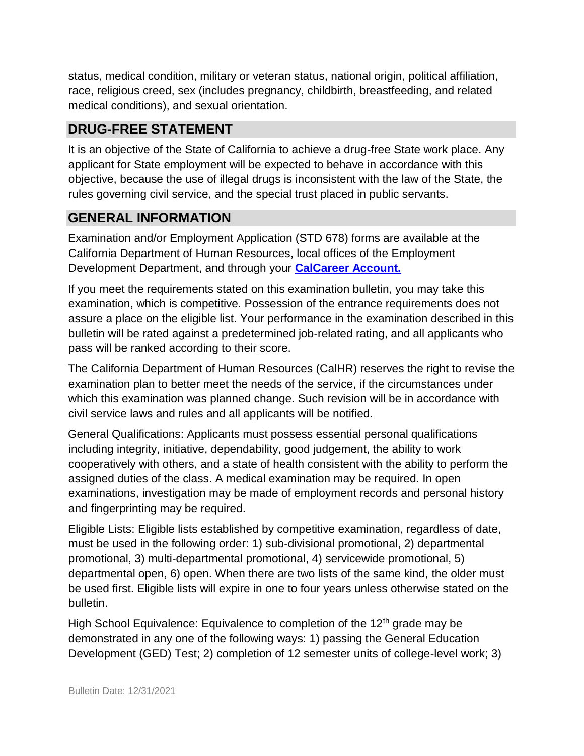status, medical condition, military or veteran status, national origin, political affiliation, race, religious creed, sex (includes pregnancy, childbirth, breastfeeding, and related medical conditions), and sexual orientation.

## DRUG-FREE STATEMENT

It is an objective of the State of California to achieve a drug-free State work place. Any applicant for State employment will be expected to behave in accordance with this objective, because the use of illegal drugs is inconsistent with the law of the State, the rules governing civil service, and the special trust placed in public servants.

## GENERAL INFORMATION

Examination and/or Employment Application (STD 678) forms are available at the California Department of Human Resources, local offices of the Employment Development Department, and through your **CalCareer Account.**

If you meet the requirements stated on this examination bulletin, you may take this examination, which is competitive. Possession of the entrance requirements does not assure a place on the eligible list. Your performance in the examination described in this bulletin will be rated against a predetermined job-related rating, and all applicants who pass will be ranked according to their score.

The California Department of Human Resources (CalHR) reserves the right to revise the examination plan to better meet the needs of the service, if the circumstances under which this examination was planned change. Such revision will be in accordance with civil service laws and rules and all applicants will be notified.

General Qualifications: Applicants must possess essential personal qualifications including integrity, initiative, dependability, good judgement, the ability to work cooperatively with others, and a state of health consistent with the ability to perform the assigned duties of the class. A medical examination may be required. In open examinations, investigation may be made of employment records and personal history and fingerprinting may be required.

Eligible Lists: Eligible lists established by competitive examination, regardless of date, must be used in the following order: 1) sub-divisional promotional, 2) departmental promotional, 3) multi-departmental promotional, 4) servicewide promotional, 5) departmental open, 6) open. When there are two lists of the same kind, the older must be used first. Eligible lists will expire in one to four years unless otherwise stated on the bulletin.

High School Equivalence: Equivalence to completion of the 12th grade may be demonstrated in any one of the following ways: 1) passing the General Education Development (GED) Test; 2) completion of 12 semester units of college-level work; 3)

Bulletin Date: 12/31/2021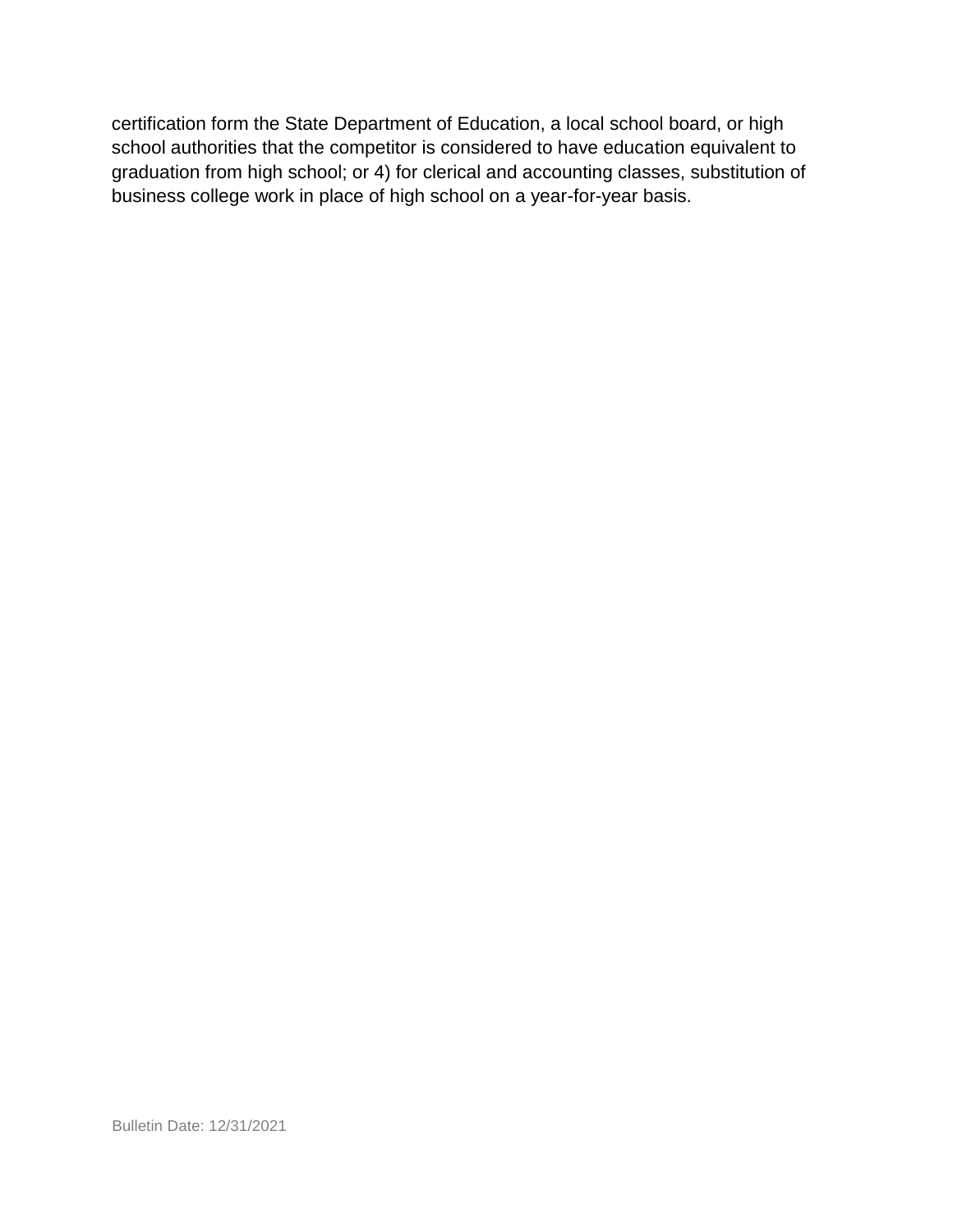certification form the State Department of Education, a local school board, or high school authorities that the competitor is considered to have education equivalent to graduation from high school; or 4) for clerical and accounting classes, substitution of business college work in place of high school on a year-for-year basis.